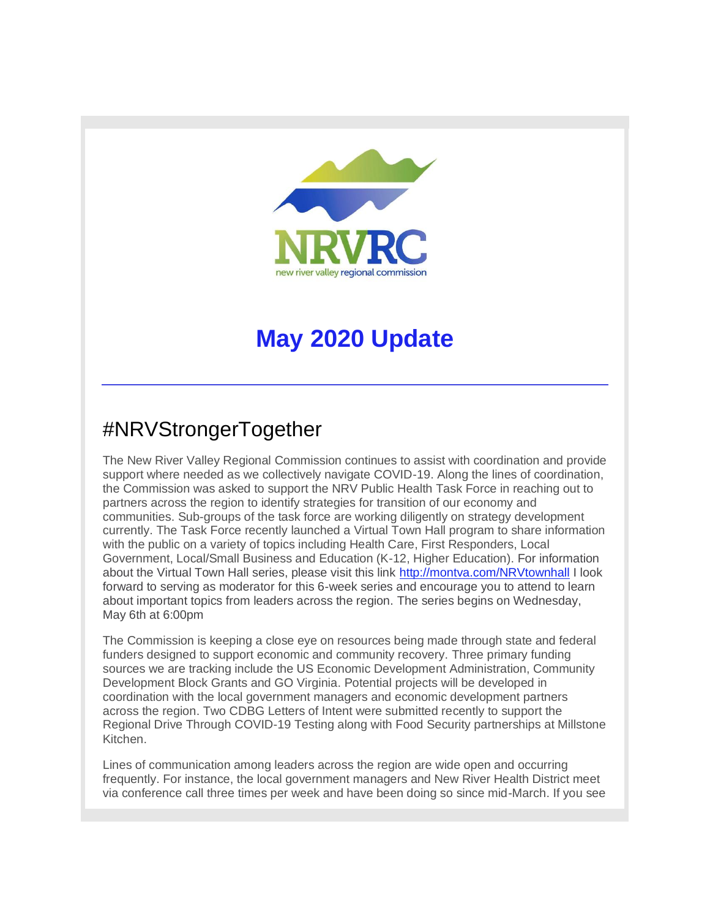NRVRC

new river valley regional commission

# May 2020 Update

---

## #NRVStrongerTogether

The New River Valley Regional Commission continues to assist with coordination and provide support where needed as we collectively navigate COVID-19. Along the lines of coordination, the Commission was asked to support the NRV Public Health Task Force in reaching out to partners across the region to identify strategies for transition of our economy and communities. Sub-groups of the task force are working diligently on strategy development currently. The Task Force recently launched a Virtual Town Hall program to share information with the public on a variety of topics including Health Care, First Responders, Local Government, Local/Small Business and Education (K-12, Higher Education). For information about the Virtual Town Hall series, please visit this link http://montva.com/NRVtownhall I look forward to serving as moderator for this 6-week series and encourage you to attend to learn about important topics from leaders across the region. The series begins on Wednesday, May 6th at 6:00pm

The Commission is keeping a close eye on resources being made through state and federal funders designed to support economic and community recovery. Three primary funding sources we are tracking include the US Economic Development Administration, Community Development Block Grants and GO Virginia. Potential projects will be developed in coordination with the local government managers and economic development partners across the region. Two CDBG Letters of Intent were submitted recently to support the Regional Drive Through COVID-19 Testing along with Food Security partnerships at Millstone Kitchen.

Lines of communication among leaders across the region are wide open and occurring frequently. For instance, the local government managers and New River Health District meet via conference call three times per week and have been doing so since mid-March. If you see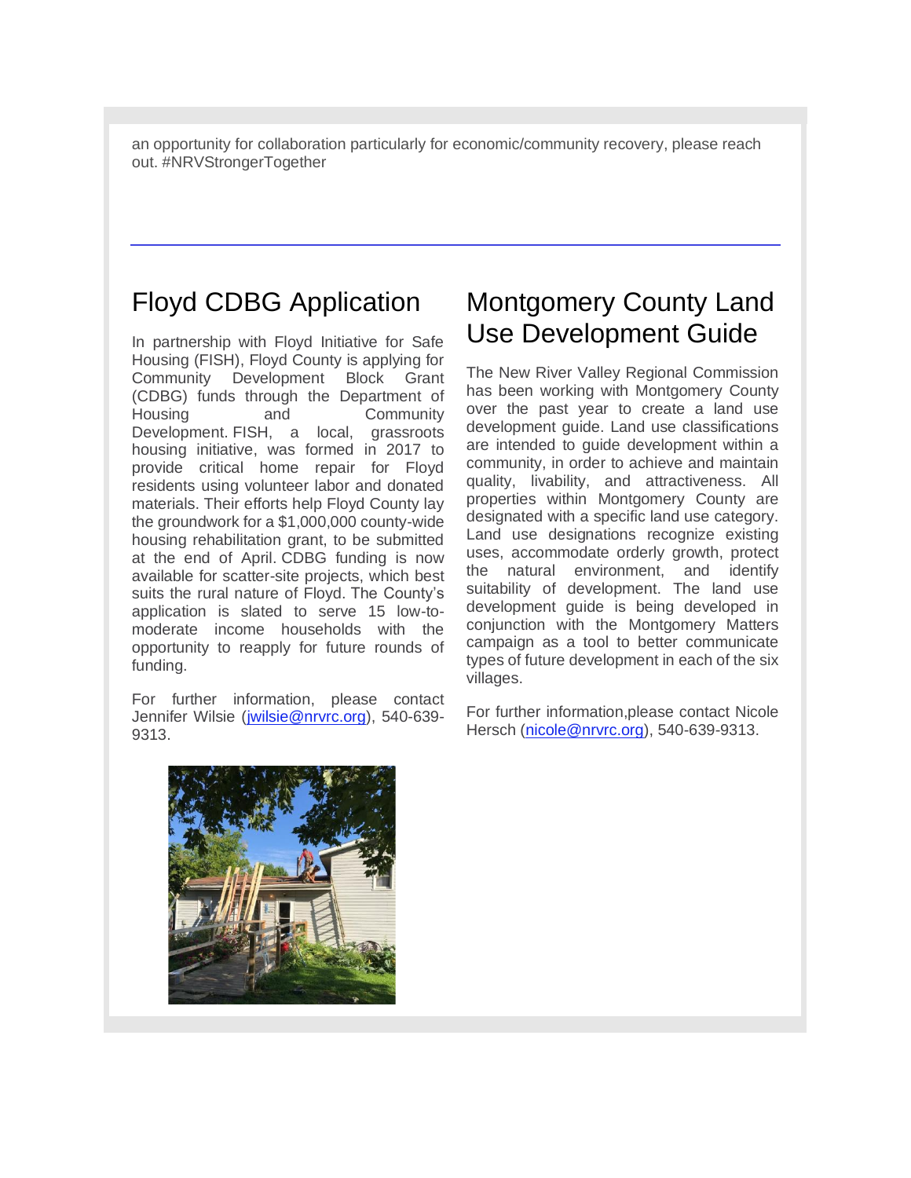an opportunity for collaboration particularly for economic/community recovery, please reach out. #NRVStrongerTogether

## Floyd CDBG Application

In partnership with Floyd Initiative for Safe Housing (FISH), Floyd County is applying for Community Development Block Grant (CDBG) funds through the Department of Housing and Community Development. FISH, a local, grassroots housing initiative, was formed in 2017 to provide critical home repair for Floyd residents using volunteer labor and donated materials. Their efforts help Floyd County lay the groundwork for a $1,000,000 county-wide housing rehabilitation grant, to be submitted at the end of April. CDBG funding is now available for scatter-site projects, which best suits the rural nature of Floyd. The County's application is slated to serve 15 low-to-moderate income households with the opportunity to reapply for future rounds of funding.

For further information, please contact Jennifer Wilsie (jwilsie@nrvrc.org), 540-639-9313.

## Montgomery County Land Use Development Guide

The New River Valley Regional Commission has been working with Montgomery County over the past year to create a land use development guide. Land use classifications are intended to guide development within a community, in order to achieve and maintain quality, livability, and attractiveness. All properties within Montgomery County are designated with a specific land use category. Land use designations recognize existing uses, accommodate orderly growth, protect the natural environment, and identify suitability of development. The land use development guide is being developed in conjunction with the Montgomery Matters campaign as a tool to better communicate types of future development in each of the six villages.

For further information,please contact Nicole Hersch (nicole@nrvrc.org), 540-639-9313.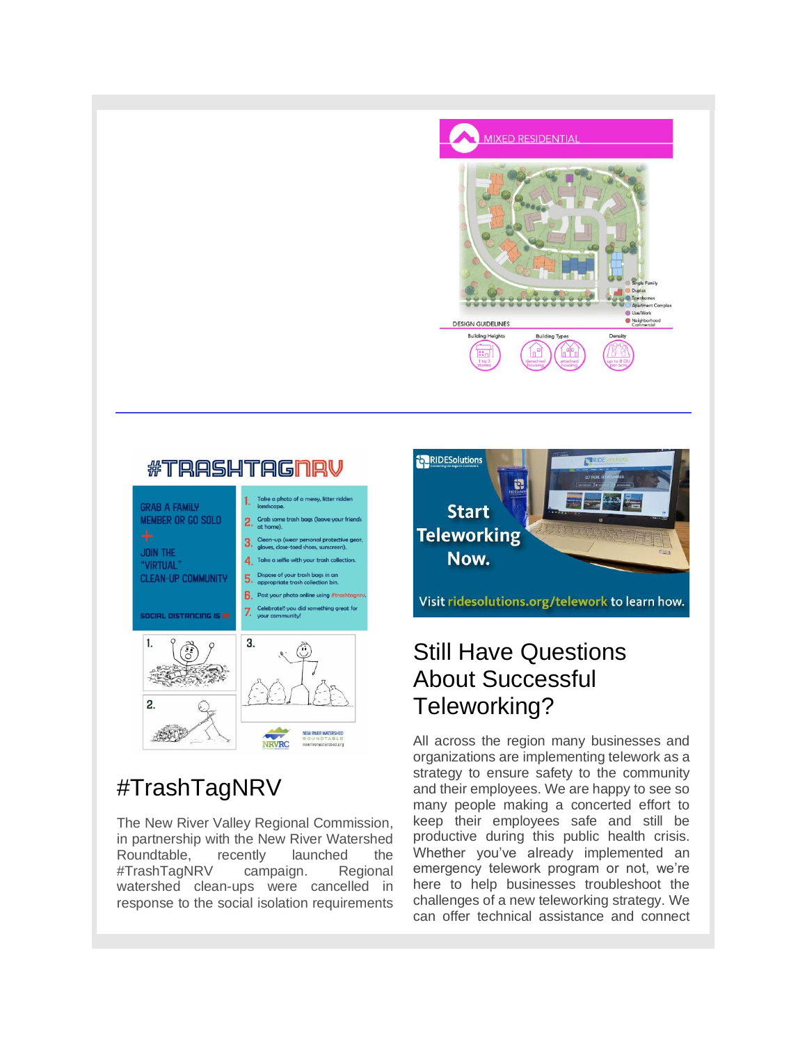## #TrashTagNRV

The New River Valley Regional Commission, in partnership with the New River Watershed Roundtable, recently launched the #TrashTagNRV campaign. Regional watershed clean-ups were cancelled in response to the social isolation requirements

## Still Have Questions About Successful Teleworking?

All across the region many businesses and organizations are implementing telework as a strategy to ensure safety to the community and their employees. We are happy to see so many people making a concerted effort to keep their employees safe and still be productive during this public health crisis. Whether you've already implemented an emergency telework program or not, we're here to help businesses troubleshoot the challenges of a new teleworking strategy. We can offer technical assistance and connect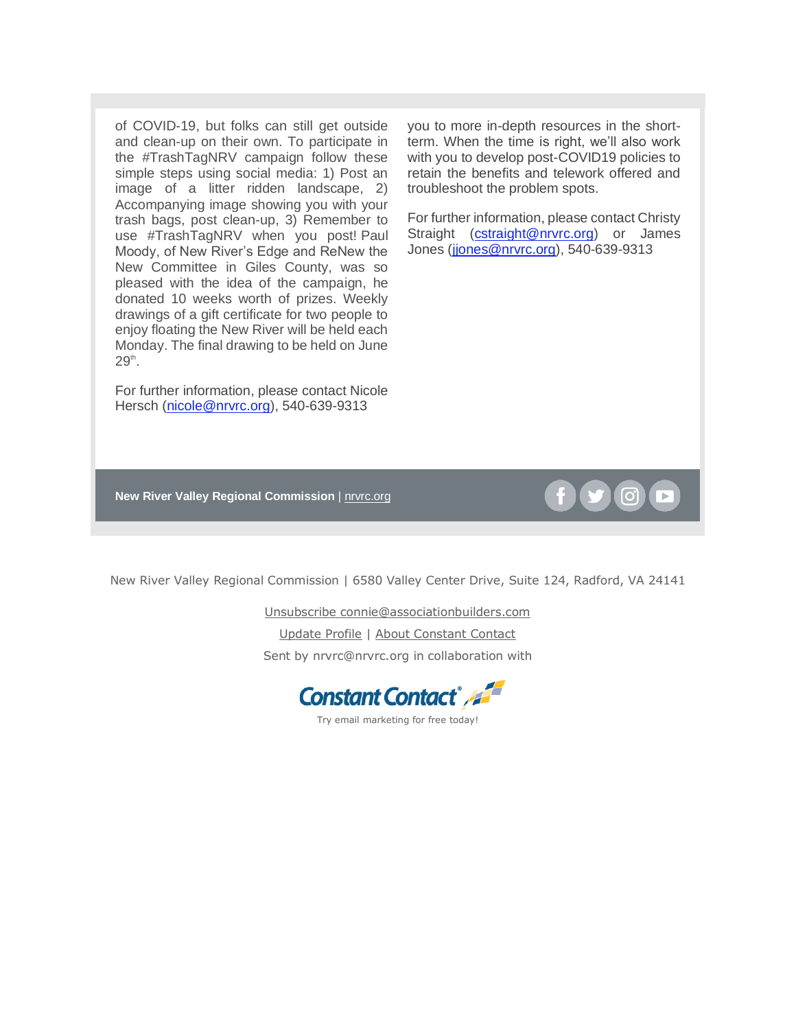of COVID-19, but folks can still get outside and clean-up on their own. To participate in the #TrashTagNRV campaign follow these simple steps using social media: 1) Post an image of a litter ridden landscape, 2) Accompanying image showing you with your trash bags, post clean-up, 3) Remember to use #TrashTagNRV when you post! Paul Moody, of New River's Edge and ReNew the New Committee in Giles County, was so pleased with the idea of the campaign, he donated 10 weeks worth of prizes. Weekly drawings of a gift certificate for two people to enjoy floating the New River will be held each Monday. The final drawing to be held on June 29th.

For further information, please contact Nicole Hersch (nicole@nrvrc.org), 540-639-9313

you to more in-depth resources in the short-term. When the time is right, we'll also work with you to develop post-COVID19 policies to retain the benefits and telework offered and troubleshoot the problem spots.

For further information, please contact Christy Straight (cstraight@nrvrc.org) or James Jones (jjones@nrvrc.org), 540-639-9313

**New River Valley Regional Commission** | nrvrc.org

New River Valley Regional Commission | 6580 Valley Center Drive, Suite 124, Radford, VA 24141

Unsubscribe connie@associationbuilders.com

Update Profile | About Constant Contact

Sent by nrvrc@nrvrc.org in collaboration with

Constant Contact

Try email marketing for free today!